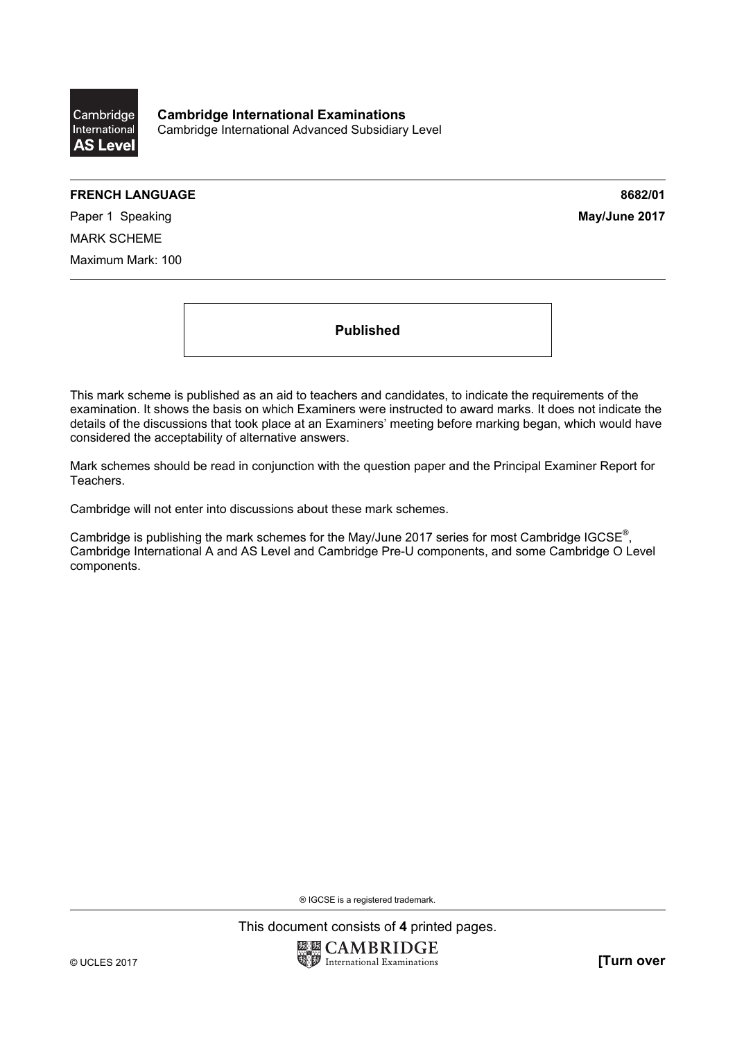**Cambridge International Examinations**
Cambridge International Advanced Subsidiary Level

**FRENCH LANGUAGE** **8682/01**

Paper 1 Speaking **May/June 2017**

MARK SCHEME

Maximum Mark: 100

**Published**

This mark scheme is published as an aid to teachers and candidates, to indicate the requirements of the examination. It shows the basis on which Examiners were instructed to award marks. It does not indicate the details of the discussions that took place at an Examiners' meeting before marking began, which would have considered the acceptability of alternative answers.

Mark schemes should be read in conjunction with the question paper and the Principal Examiner Report for Teachers.

Cambridge will not enter into discussions about these mark schemes.

Cambridge is publishing the mark schemes for the May/June 2017 series for most Cambridge IGCSE®, Cambridge International A and AS Level and Cambridge Pre-U components, and some Cambridge O Level components.

® IGCSE is a registered trademark.

This document consists of **4** printed pages.

© UCLES 2017 **[Turn over**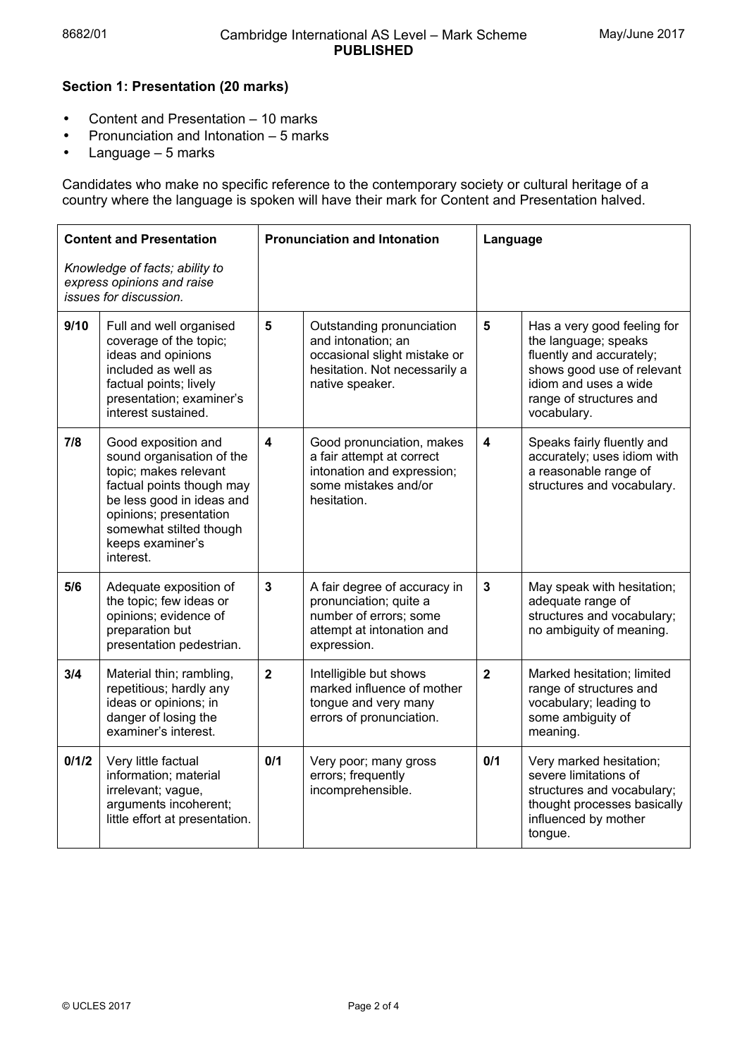## Section 1: Presentation (20 marks)

- Content and Presentation – 10 marks
- Pronunciation and Intonation – 5 marks
- Language – 5 marks

Candidates who make no specific reference to the contemporary society or cultural heritage of a country where the language is spoken will have their mark for Content and Presentation halved.

| **Content and Presentation**<br>*Knowledge of facts; ability to express opinions and raise issues for discussion.* | | **Pronunciation and Intonation** | | **Language** | |
|---|---|---|---|---|---|
| **9/10** | Full and well organised coverage of the topic; ideas and opinions included as well as factual points; lively presentation; examiner's interest sustained. | **5** | Outstanding pronunciation and intonation; an occasional slight mistake or hesitation. Not necessarily a native speaker. | **5** | Has a very good feeling for the language; speaks fluently and accurately; shows good use of relevant idiom and uses a wide range of structures and vocabulary. |
| **7/8** | Good exposition and sound organisation of the topic; makes relevant factual points though may be less good in ideas and opinions; presentation somewhat stilted though keeps examiner's interest. | **4** | Good pronunciation, makes a fair attempt at correct intonation and expression; some mistakes and/or hesitation. | **4** | Speaks fairly fluently and accurately; uses idiom with a reasonable range of structures and vocabulary. |
| **5/6** | Adequate exposition of the topic; few ideas or opinions; evidence of preparation but presentation pedestrian. | **3** | A fair degree of accuracy in pronunciation; quite a number of errors; some attempt at intonation and expression. | **3** | May speak with hesitation; adequate range of structures and vocabulary; no ambiguity of meaning. |
| **3/4** | Material thin; rambling, repetitious; hardly any ideas or opinions; in danger of losing the examiner's interest. | **2** | Intelligible but shows marked influence of mother tongue and very many errors of pronunciation. | **2** | Marked hesitation; limited range of structures and vocabulary; leading to some ambiguity of meaning. |
| **0/1/2** | Very little factual information; material irrelevant; vague, arguments incoherent; little effort at presentation. | **0/1** | Very poor; many gross errors; frequently incomprehensible. | **0/1** | Very marked hesitation; severe limitations of structures and vocabulary; thought processes basically influenced by mother tongue. |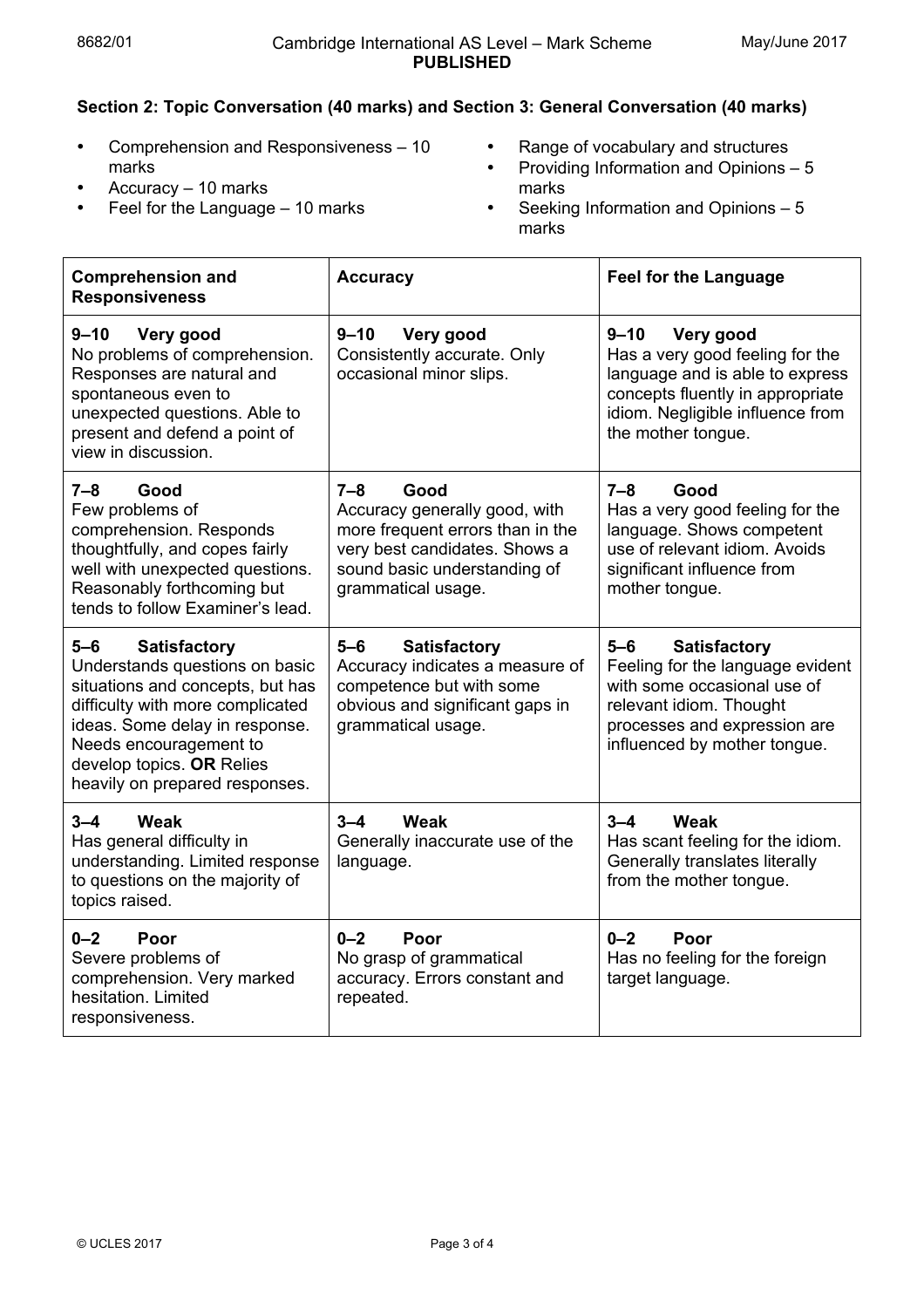### Section 2: Topic Conversation (40 marks) and Section 3: General Conversation (40 marks)

- Comprehension and Responsiveness – 10 marks
- Accuracy – 10 marks
- Feel for the Language – 10 marks
- Range of vocabulary and structures
- Providing Information and Opinions – 5 marks
- Seeking Information and Opinions – 5 marks

| Comprehension and Responsiveness | Accuracy | Feel for the Language |
|---|---|---|
| **9–10 Very good**<br>No problems of comprehension. Responses are natural and spontaneous even to unexpected questions. Able to present and defend a point of view in discussion. | **9–10 Very good**<br>Consistently accurate. Only occasional minor slips. | **9–10 Very good**<br>Has a very good feeling for the language and is able to express concepts fluently in appropriate idiom. Negligible influence from the mother tongue. |
| **7–8 Good**<br>Few problems of comprehension. Responds thoughtfully, and copes fairly well with unexpected questions. Reasonably forthcoming but tends to follow Examiner's lead. | **7–8 Good**<br>Accuracy generally good, with more frequent errors than in the very best candidates. Shows a sound basic understanding of grammatical usage. | **7–8 Good**<br>Has a very good feeling for the language. Shows competent use of relevant idiom. Avoids significant influence from mother tongue. |
| **5–6 Satisfactory**<br>Understands questions on basic situations and concepts, but has difficulty with more complicated ideas. Some delay in response. Needs encouragement to develop topics. **OR** Relies heavily on prepared responses. | **5–6 Satisfactory**<br>Accuracy indicates a measure of competence but with some obvious and significant gaps in grammatical usage. | **5–6 Satisfactory**<br>Feeling for the language evident with some occasional use of relevant idiom. Thought processes and expression are influenced by mother tongue. |
| **3–4 Weak**<br>Has general difficulty in understanding. Limited response to questions on the majority of topics raised. | **3–4 Weak**<br>Generally inaccurate use of the language. | **3–4 Weak**<br>Has scant feeling for the idiom. Generally translates literally from the mother tongue. |
| **0–2 Poor**<br>Severe problems of comprehension. Very marked hesitation. Limited responsiveness. | **0–2 Poor**<br>No grasp of grammatical accuracy. Errors constant and repeated. | **0–2 Poor**<br>Has no feeling for the foreign target language. |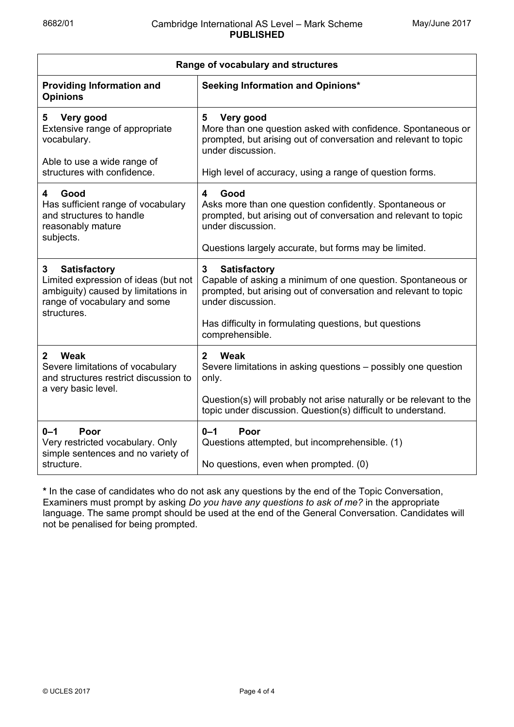| Range of vocabulary and structures | |
|---|---|
| **Providing Information and Opinions** | **Seeking Information and Opinions*** |
| **5 Very good**<br>Extensive range of appropriate vocabulary.<br><br>Able to use a wide range of structures with confidence. | **5 Very good**<br>More than one question asked with confidence. Spontaneous or prompted, but arising out of conversation and relevant to topic under discussion.<br><br>High level of accuracy, using a range of question forms. |
| **4 Good**<br>Has sufficient range of vocabulary and structures to handle reasonably mature subjects. | **4 Good**<br>Asks more than one question confidently. Spontaneous or prompted, but arising out of conversation and relevant to topic under discussion.<br><br>Questions largely accurate, but forms may be limited. |
| **3 Satisfactory**<br>Limited expression of ideas (but not ambiguity) caused by limitations in range of vocabulary and some structures. | **3 Satisfactory**<br>Capable of asking a minimum of one question. Spontaneous or prompted, but arising out of conversation and relevant to topic under discussion.<br><br>Has difficulty in formulating questions, but questions comprehensible. |
| **2 Weak**<br>Severe limitations of vocabulary and structures restrict discussion to a very basic level. | **2 Weak**<br>Severe limitations in asking questions – possibly one question only.<br><br>Question(s) will probably not arise naturally or be relevant to the topic under discussion. Question(s) difficult to understand. |
| **0–1 Poor**<br>Very restricted vocabulary. Only simple sentences and no variety of structure. | **0–1 Poor**<br>Questions attempted, but incomprehensible. (1)<br><br>No questions, even when prompted. (0) |

**\*** In the case of candidates who do not ask any questions by the end of the Topic Conversation, Examiners must prompt by asking *Do you have any questions to ask of me?* in the appropriate language. The same prompt should be used at the end of the General Conversation. Candidates will not be penalised for being prompted.